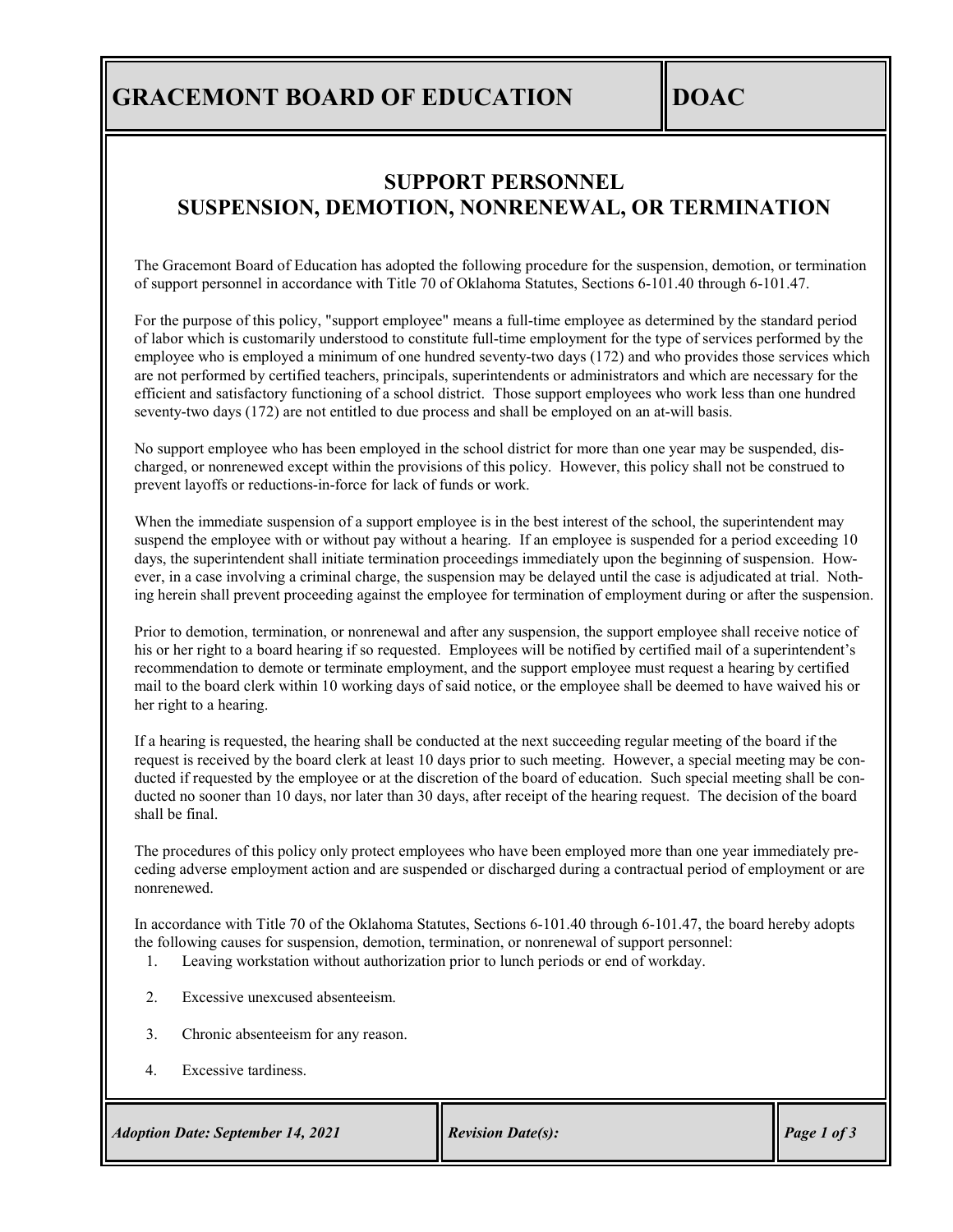# GRACEMONT BOARD OF EDUCATION — DOAC

## SUPPORT PERSONNEL
## SUSPENSION, DEMOTION, NONRENEWAL, OR TERMINATION

The Gracemont Board of Education has adopted the following procedure for the suspension, demotion, or termination of support personnel in accordance with Title 70 of Oklahoma Statutes, Sections 6-101.40 through 6-101.47.

For the purpose of this policy, "support employee" means a full-time employee as determined by the standard period of labor which is customarily understood to constitute full-time employment for the type of services performed by the employee who is employed a minimum of one hundred seventy-two days (172) and who provides those services which are not performed by certified teachers, principals, superintendents or administrators and which are necessary for the efficient and satisfactory functioning of a school district. Those support employees who work less than one hundred seventy-two days (172) are not entitled to due process and shall be employed on an at-will basis.

No support employee who has been employed in the school district for more than one year may be suspended, discharged, or nonrenewed except within the provisions of this policy. However, this policy shall not be construed to prevent layoffs or reductions-in-force for lack of funds or work.

When the immediate suspension of a support employee is in the best interest of the school, the superintendent may suspend the employee with or without pay without a hearing. If an employee is suspended for a period exceeding 10 days, the superintendent shall initiate termination proceedings immediately upon the beginning of suspension. However, in a case involving a criminal charge, the suspension may be delayed until the case is adjudicated at trial. Nothing herein shall prevent proceeding against the employee for termination of employment during or after the suspension.

Prior to demotion, termination, or nonrenewal and after any suspension, the support employee shall receive notice of his or her right to a board hearing if so requested. Employees will be notified by certified mail of a superintendent's recommendation to demote or terminate employment, and the support employee must request a hearing by certified mail to the board clerk within 10 working days of said notice, or the employee shall be deemed to have waived his or her right to a hearing.

If a hearing is requested, the hearing shall be conducted at the next succeeding regular meeting of the board if the request is received by the board clerk at least 10 days prior to such meeting. However, a special meeting may be conducted if requested by the employee or at the discretion of the board of education. Such special meeting shall be conducted no sooner than 10 days, nor later than 30 days, after receipt of the hearing request. The decision of the board shall be final.

The procedures of this policy only protect employees who have been employed more than one year immediately preceding adverse employment action and are suspended or discharged during a contractual period of employment or are nonrenewed.

In accordance with Title 70 of the Oklahoma Statutes, Sections 6-101.40 through 6-101.47, the board hereby adopts the following causes for suspension, demotion, termination, or nonrenewal of support personnel:

1. Leaving workstation without authorization prior to lunch periods or end of workday.
2. Excessive unexcused absenteeism.
3. Chronic absenteeism for any reason.
4. Excessive tardiness.

*Adoption Date: September 14, 2021* | *Revision Date(s):*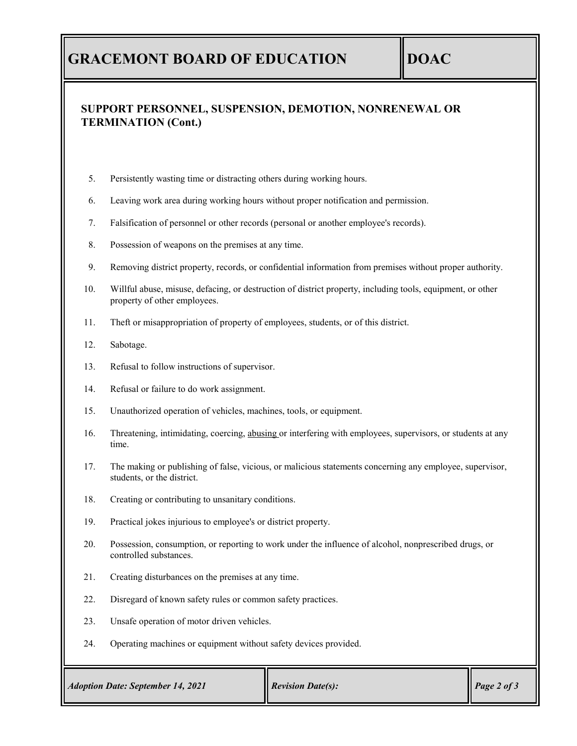## SUPPORT PERSONNEL, SUSPENSION, DEMOTION, NONRENEWAL OR TERMINATION (Cont.)

5. Persistently wasting time or distracting others during working hours.
6. Leaving work area during working hours without proper notification and permission.
7. Falsification of personnel or other records (personal or another employee's records).
8. Possession of weapons on the premises at any time.
9. Removing district property, records, or confidential information from premises without proper authority.
10. Willful abuse, misuse, defacing, or destruction of district property, including tools, equipment, or other property of other employees.
11. Theft or misappropriation of property of employees, students, or of this district.
12. Sabotage.
13. Refusal to follow instructions of supervisor.
14. Refusal or failure to do work assignment.
15. Unauthorized operation of vehicles, machines, tools, or equipment.
16. Threatening, intimidating, coercing, abusing or interfering with employees, supervisors, or students at any time.
17. The making or publishing of false, vicious, or malicious statements concerning any employee, supervisor, students, or the district.
18. Creating or contributing to unsanitary conditions.
19. Practical jokes injurious to employee's or district property.
20. Possession, consumption, or reporting to work under the influence of alcohol, nonprescribed drugs, or controlled substances.
21. Creating disturbances on the premises at any time.
22. Disregard of known safety rules or common safety practices.
23. Unsafe operation of motor driven vehicles.
24. Operating machines or equipment without safety devices provided.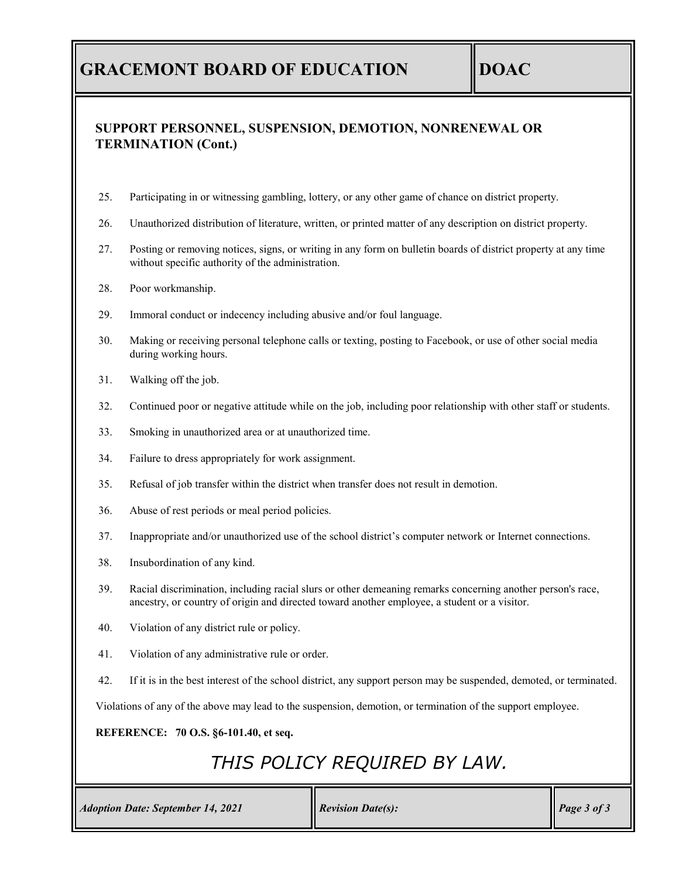## SUPPORT PERSONNEL, SUSPENSION, DEMOTION, NONRENEWAL OR TERMINATION (Cont.)

25. Participating in or witnessing gambling, lottery, or any other game of chance on district property.
26. Unauthorized distribution of literature, written, or printed matter of any description on district property.
27. Posting or removing notices, signs, or writing in any form on bulletin boards of district property at any time without specific authority of the administration.
28. Poor workmanship.
29. Immoral conduct or indecency including abusive and/or foul language.
30. Making or receiving personal telephone calls or texting, posting to Facebook, or use of other social media during working hours.
31. Walking off the job.
32. Continued poor or negative attitude while on the job, including poor relationship with other staff or students.
33. Smoking in unauthorized area or at unauthorized time.
34. Failure to dress appropriately for work assignment.
35. Refusal of job transfer within the district when transfer does not result in demotion.
36. Abuse of rest periods or meal period policies.
37. Inappropriate and/or unauthorized use of the school district's computer network or Internet connections.
38. Insubordination of any kind.
39. Racial discrimination, including racial slurs or other demeaning remarks concerning another person's race, ancestry, or country of origin and directed toward another employee, a student or a visitor.
40. Violation of any district rule or policy.
41. Violation of any administrative rule or order.
42. If it is in the best interest of the school district, any support person may be suspended, demoted, or terminated.

Violations of any of the above may lead to the suspension, demotion, or termination of the support employee.

**REFERENCE: 70 O.S. §6-101.40, et seq.**

*THIS POLICY REQUIRED BY LAW.*

| | | |
|---|---|---|
| *Adoption Date: September 14, 2021* | *Revision Date(s):* | |